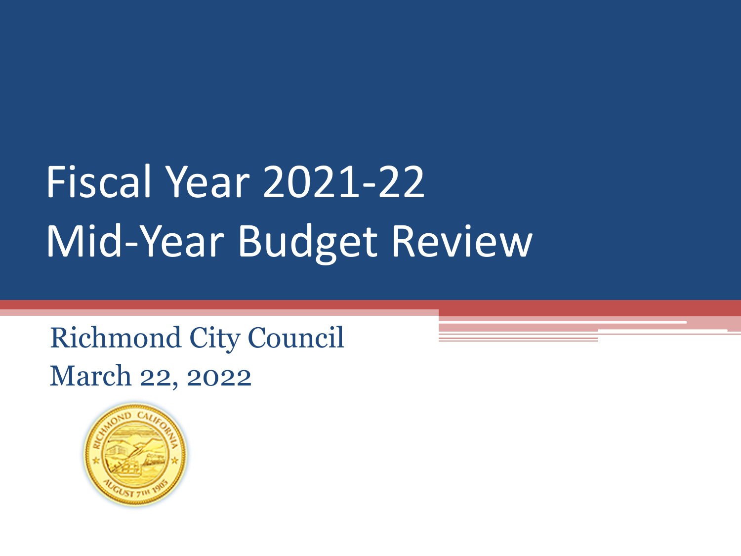# Fiscal Year 2021-22 Mid-Year Budget Review

Richmond City Council

March 22, 2022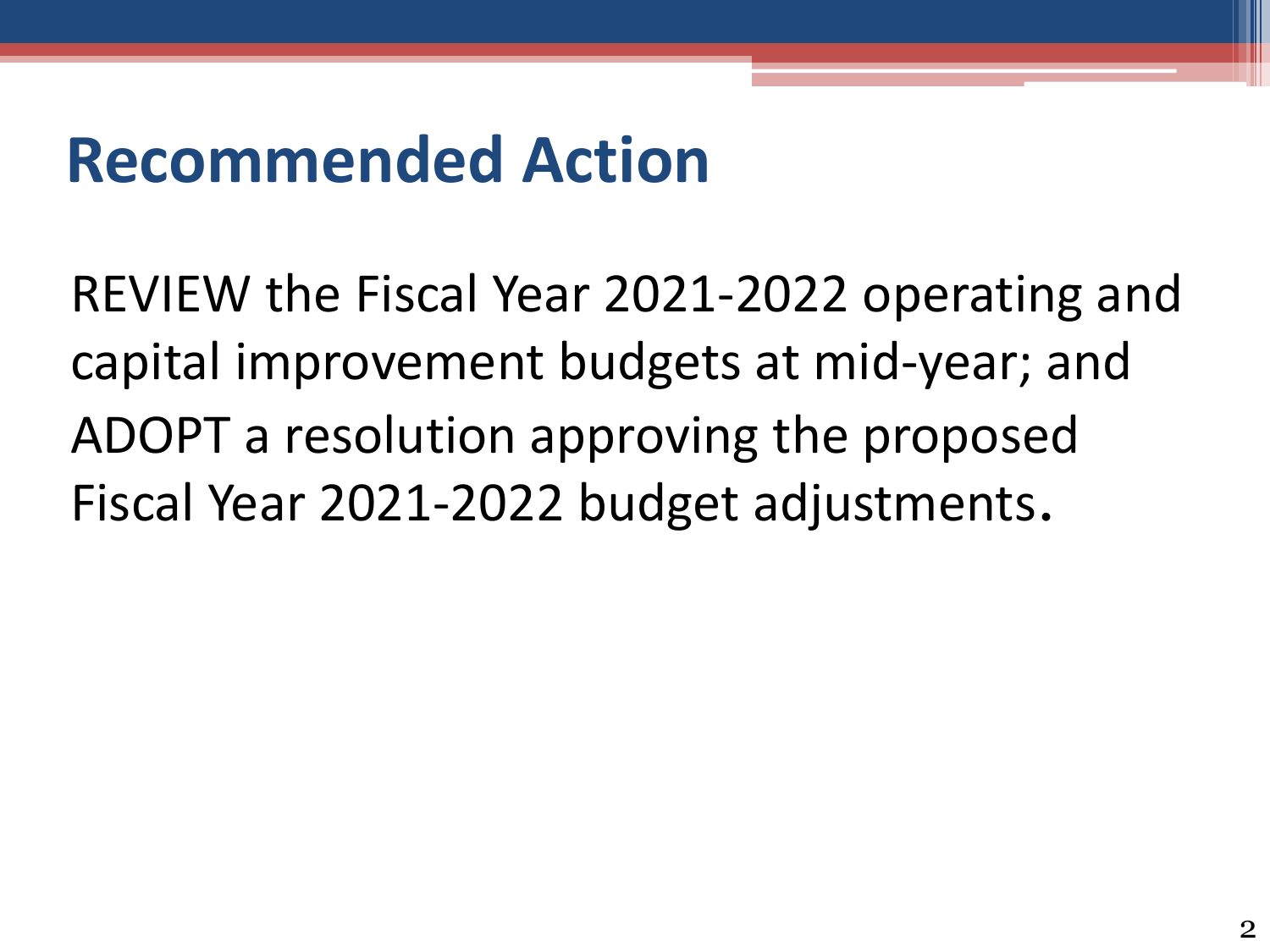# Recommended Action

REVIEW the Fiscal Year 2021-2022 operating and capital improvement budgets at mid-year; and ADOPT a resolution approving the proposed Fiscal Year 2021-2022 budget adjustments.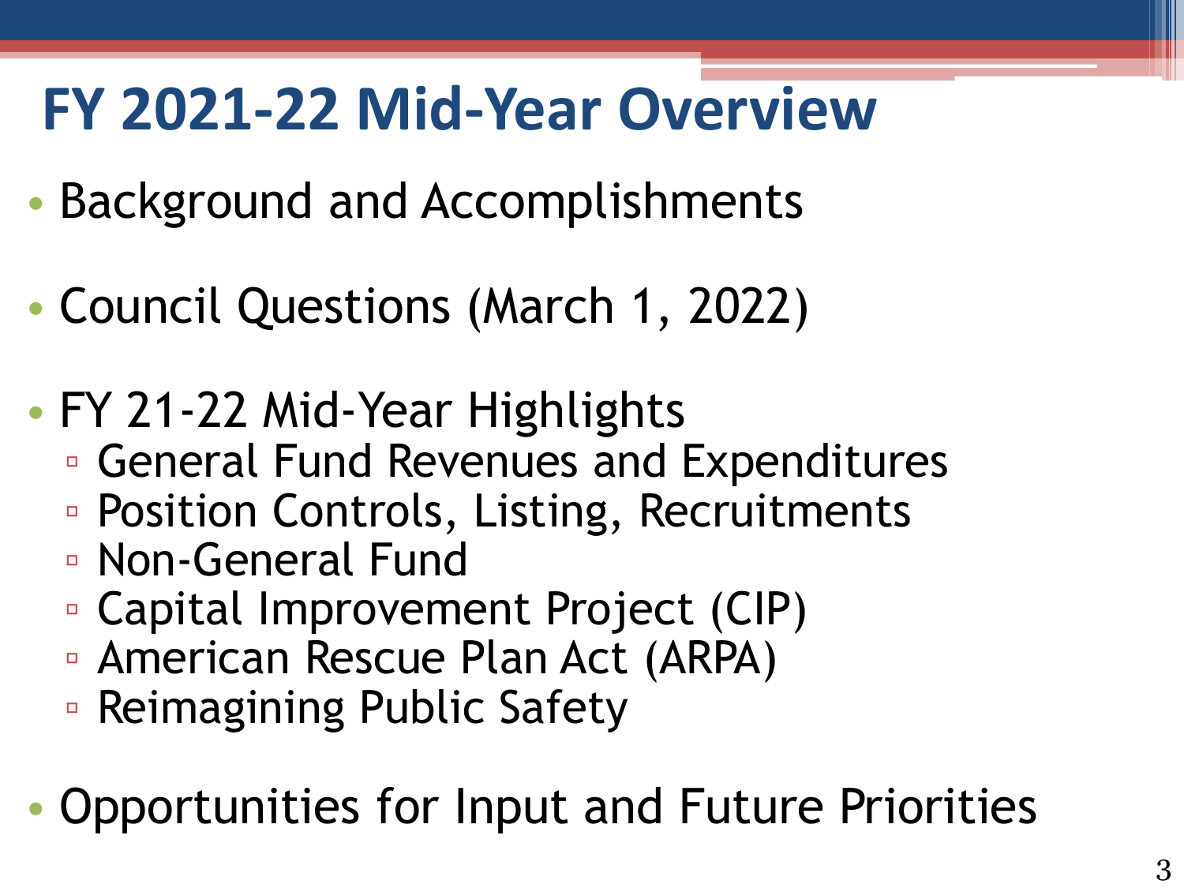# FY 2021-22 Mid-Year Overview

- Background and Accomplishments
- Council Questions (March 1, 2022)
- FY 21-22 Mid-Year Highlights
  - General Fund Revenues and Expenditures
  - Position Controls, Listing, Recruitments
  - Non-General Fund
  - Capital Improvement Project (CIP)
  - American Rescue Plan Act (ARPA)
  - Reimagining Public Safety
- Opportunities for Input and Future Priorities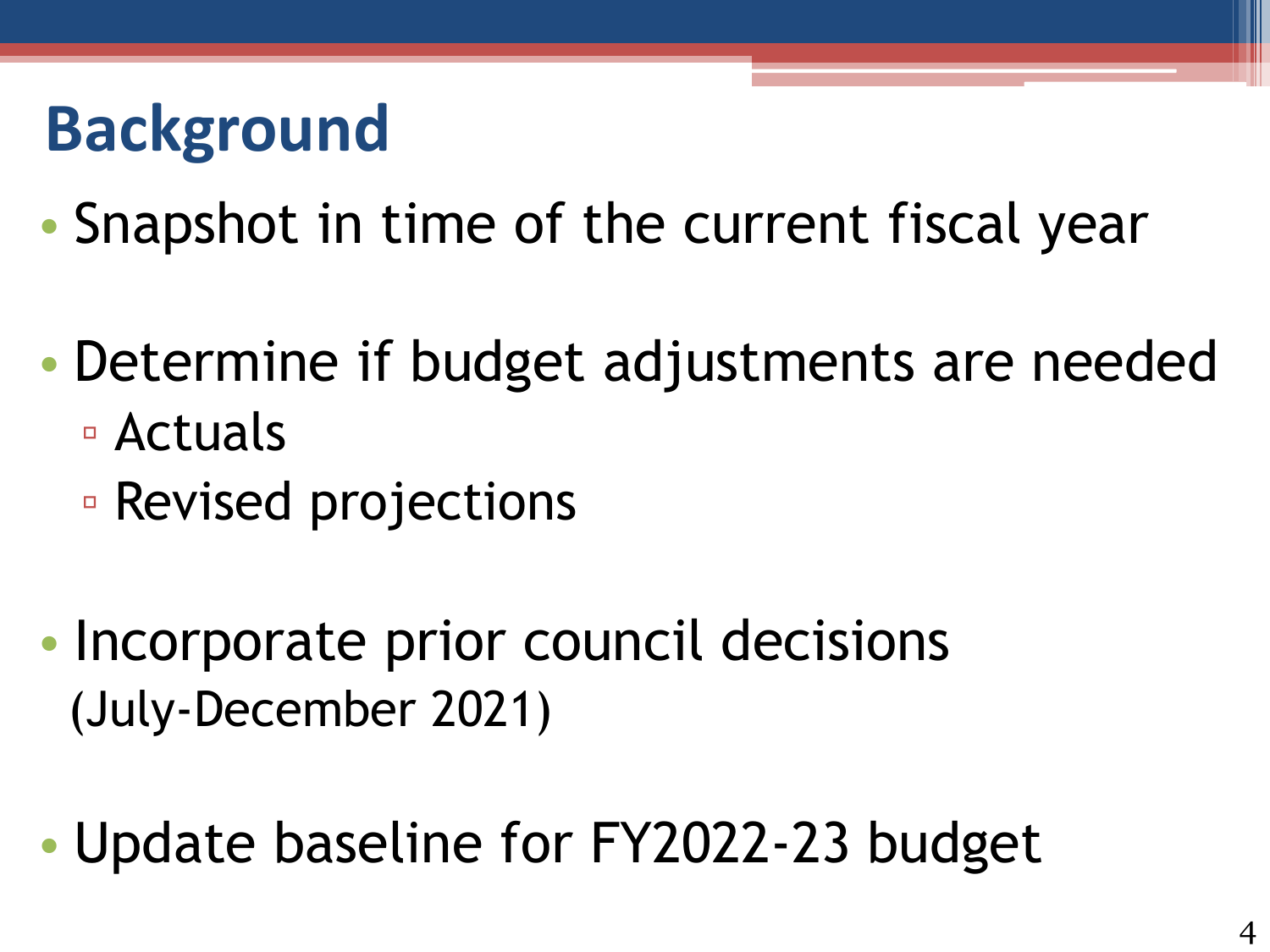# Background

- Snapshot in time of the current fiscal year
- Determine if budget adjustments are needed
  - Actuals
  - Revised projections
- Incorporate prior council decisions (July-December 2021)
- Update baseline for FY2022-23 budget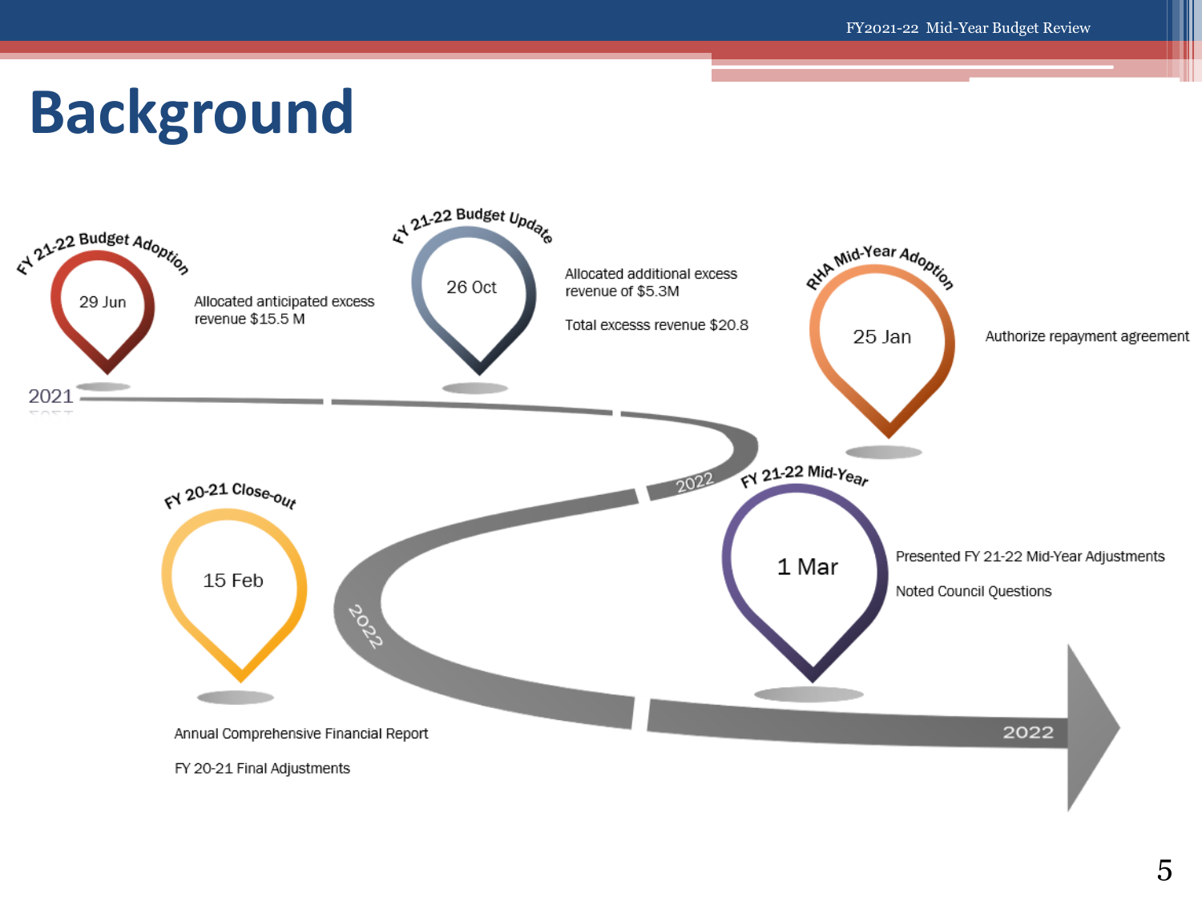# Background

**FY 21-22 Budget Adoption**
29 Jun
Allocated anticipated excess revenue $15.5 M

**FY 21-22 Budget Update**
26 Oct
Allocated additional excess revenue of $5.3M

Total excesss revenue $20.8

**RHA Mid-Year Adoption**
25 Jan
Authorize repayment agreement

**FY 20-21 Close-out**
15 Feb
Annual Comprehensive Financial Report

FY 20-21 Final Adjustments

**FY 21-22 Mid-Year**
1 Mar
Presented FY 21-22 Mid-Year Adjustments

Noted Council Questions

2021 — 2022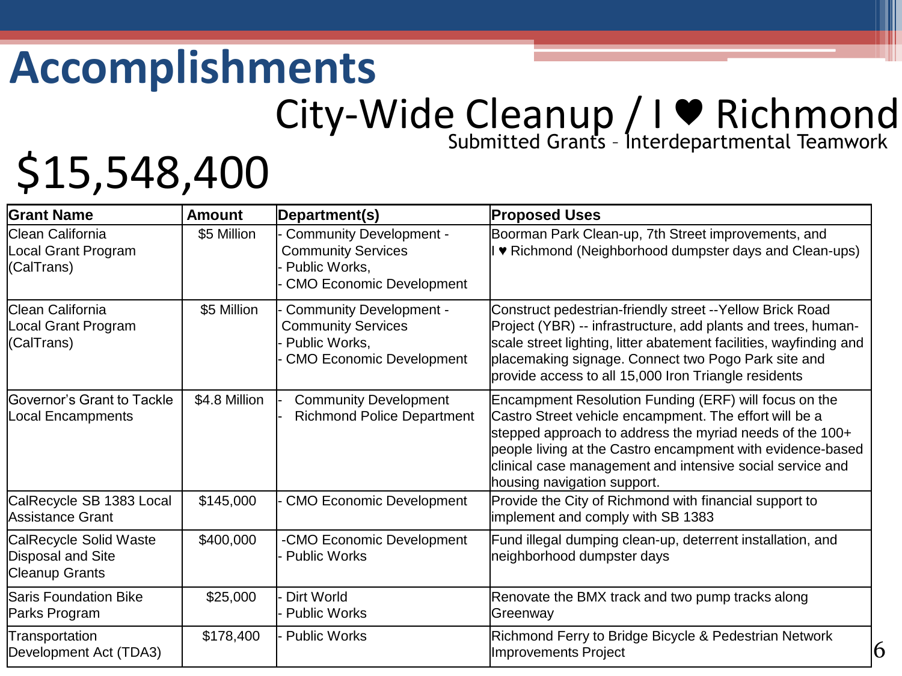# Accomplishments

## City-Wide Cleanup / I ♥ Richmond

Submitted Grants – Interdepartmental Teamwork

## $15,548,400

| Grant Name | Amount | Department(s) | Proposed Uses |
|---|---|---|---|
| Clean California Local Grant Program (CalTrans) | $5 Million | - Community Development - Community Services<br>- Public Works,<br>- CMO Economic Development | Boorman Park Clean-up, 7th Street improvements, and I ♥ Richmond (Neighborhood dumpster days and Clean-ups) |
| Clean California Local Grant Program (CalTrans) | $5 Million | - Community Development - Community Services<br>- Public Works,<br>- CMO Economic Development | Construct pedestrian-friendly street --Yellow Brick Road Project (YBR) -- infrastructure, add plants and trees, human-scale street lighting, litter abatement facilities, wayfinding and placemaking signage. Connect two Pogo Park site and provide access to all 15,000 Iron Triangle residents |
| Governor's Grant to Tackle Local Encampments | $4.8 Million | - Community Development<br>- Richmond Police Department | Encampment Resolution Funding (ERF) will focus on the Castro Street vehicle encampment. The effort will be a stepped approach to address the myriad needs of the 100+ people living at the Castro encampment with evidence-based clinical case management and intensive social service and housing navigation support. |
| CalRecycle SB 1383 Local Assistance Grant | $145,000 | - CMO Economic Development | Provide the City of Richmond with financial support to implement and comply with SB 1383 |
| CalRecycle Solid Waste Disposal and Site Cleanup Grants | $400,000 | -CMO Economic Development<br>- Public Works | Fund illegal dumping clean-up, deterrent installation, and neighborhood dumpster days |
| Saris Foundation Bike Parks Program | $25,000 | - Dirt World<br>- Public Works | Renovate the BMX track and two pump tracks along Greenway |
| Transportation Development Act (TDA3) | $178,400 | - Public Works | Richmond Ferry to Bridge Bicycle & Pedestrian Network Improvements Project |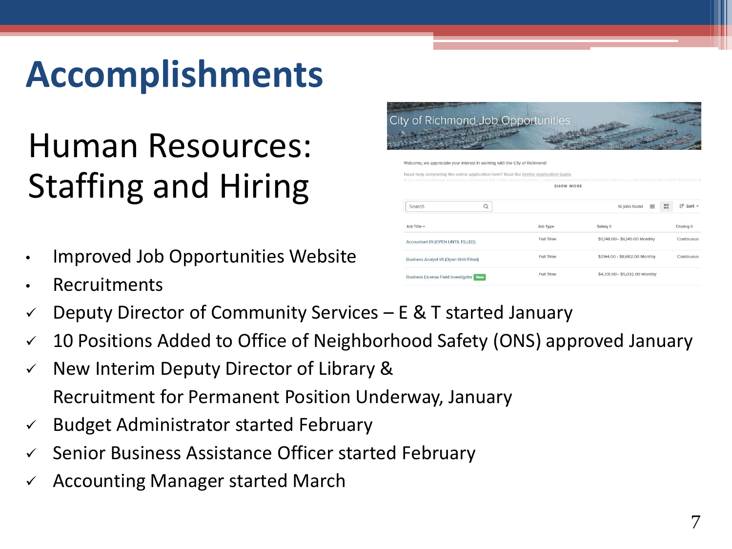# Accomplishments

## Human Resources: Staffing and Hiring

- Improved Job Opportunities Website
- Recruitments

✓ Deputy Director of Community Services – E & T started January

✓ 10 Positions Added to Office of Neighborhood Safety (ONS) approved January

✓ New Interim Deputy Director of Library & Recruitment for Permanent Position Underway, January

✓ Budget Administrator started February

✓ Senior Business Assistance Officer started February

✓ Accounting Manager started March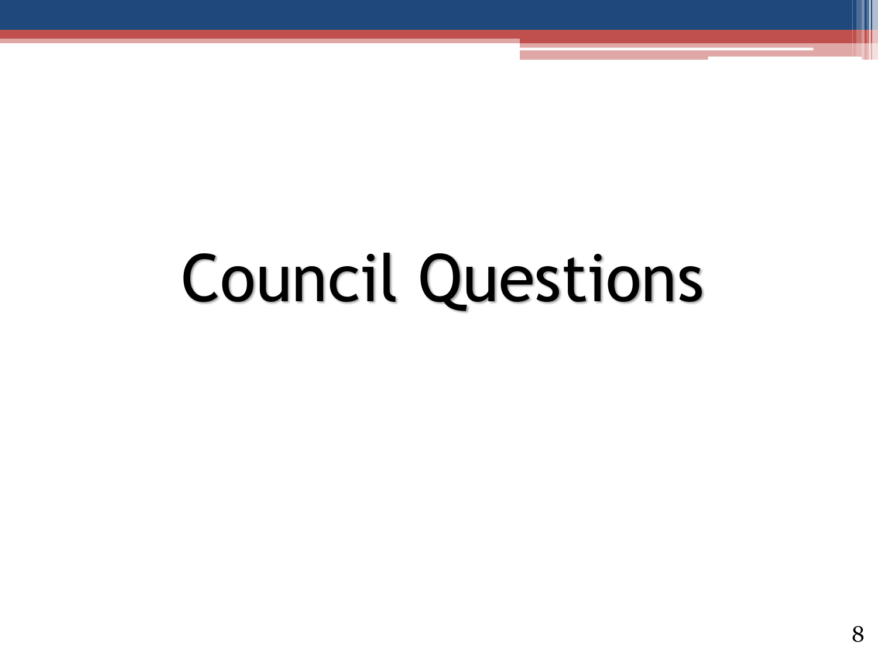# Council Questions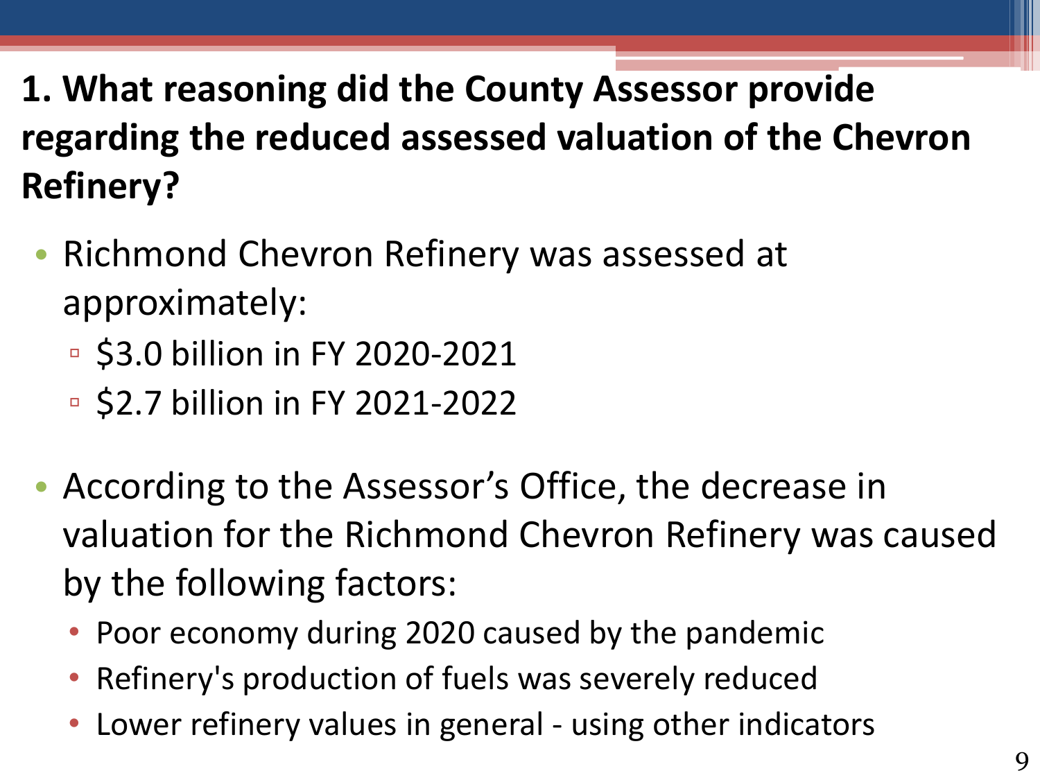## 1. What reasoning did the County Assessor provide regarding the reduced assessed valuation of the Chevron Refinery?

- Richmond Chevron Refinery was assessed at approximately:
  - $3.0 billion in FY 2020-2021
  - $2.7 billion in FY 2021-2022

- According to the Assessor's Office, the decrease in valuation for the Richmond Chevron Refinery was caused by the following factors:
  - Poor economy during 2020 caused by the pandemic
  - Refinery's production of fuels was severely reduced
  - Lower refinery values in general - using other indicators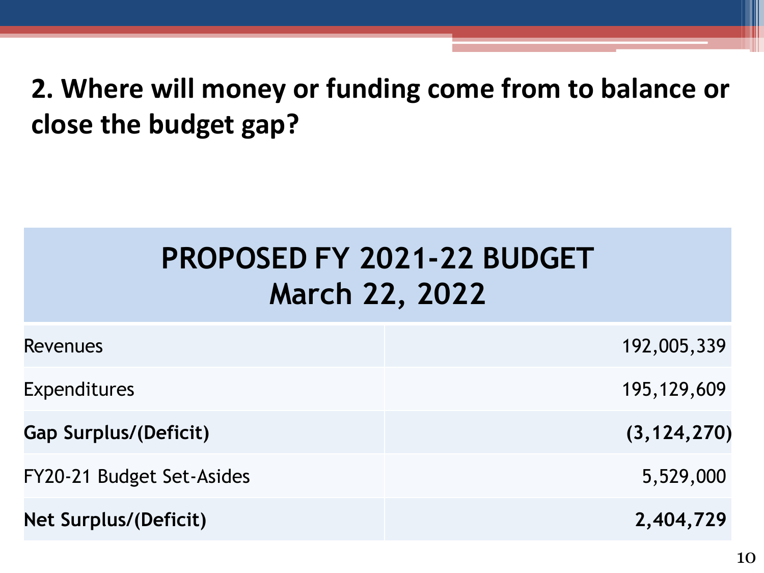## 2. Where will money or funding come from to balance or close the budget gap?

| PROPOSED FY 2021-22 BUDGET<br>March 22, 2022 | |
|---|---|
| Revenues | 192,005,339 |
| Expenditures | 195,129,609 |
| **Gap Surplus/(Deficit)** | **(3,124,270)** |
| FY20-21 Budget Set-Asides | 5,529,000 |
| **Net Surplus/(Deficit)** | **2,404,729** |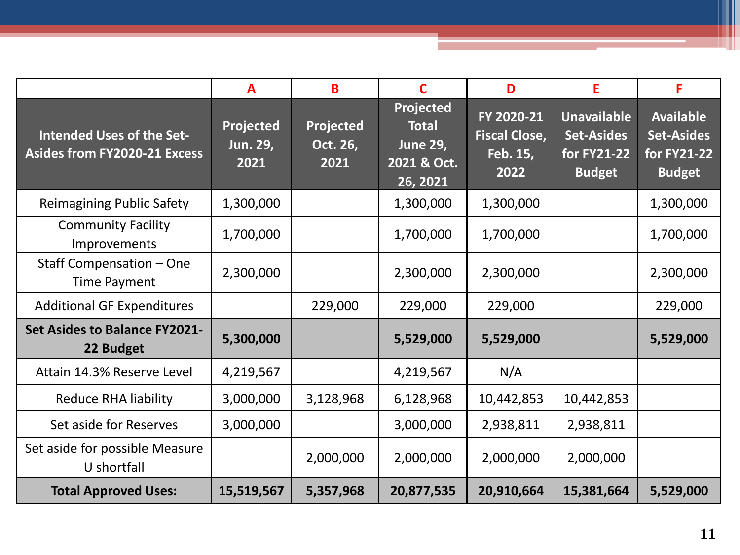| | A | B | C | D | E | F |
|---|---|---|---|---|---|---|
| **Intended Uses of the Set-Asides from FY2020-21 Excess** | **Projected Jun. 29, 2021** | **Projected Oct. 26, 2021** | **Projected Total June 29, 2021 & Oct. 26, 2021** | **FY 2020-21 Fiscal Close, Feb. 15, 2022** | **Unavailable Set-Asides for FY21-22 Budget** | **Available Set-Asides for FY21-22 Budget** |
| Reimagining Public Safety | 1,300,000 | | 1,300,000 | 1,300,000 | | 1,300,000 |
| Community Facility Improvements | 1,700,000 | | 1,700,000 | 1,700,000 | | 1,700,000 |
| Staff Compensation – One Time Payment | 2,300,000 | | 2,300,000 | 2,300,000 | | 2,300,000 |
| Additional GF Expenditures | | 229,000 | 229,000 | 229,000 | | 229,000 |
| **Set Asides to Balance FY2021-22 Budget** | **5,300,000** | | **5,529,000** | **5,529,000** | | **5,529,000** |
| Attain 14.3% Reserve Level | 4,219,567 | | 4,219,567 | N/A | | |
| Reduce RHA liability | 3,000,000 | 3,128,968 | 6,128,968 | 10,442,853 | 10,442,853 | |
| Set aside for Reserves | 3,000,000 | | 3,000,000 | 2,938,811 | 2,938,811 | |
| Set aside for possible Measure U shortfall | | 2,000,000 | 2,000,000 | 2,000,000 | 2,000,000 | |
| **Total Approved Uses:** | **15,519,567** | **5,357,968** | **20,877,535** | **20,910,664** | **15,381,664** | **5,529,000** |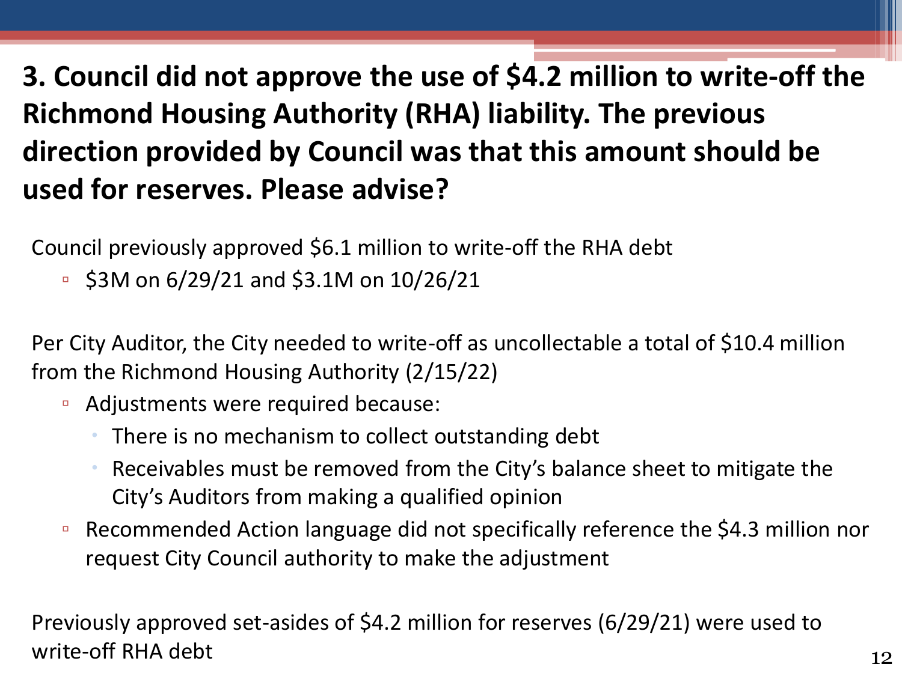# 3. Council did not approve the use of $4.2 million to write-off the Richmond Housing Authority (RHA) liability. The previous direction provided by Council was that this amount should be used for reserves. Please advise?

Council previously approved $6.1 million to write-off the RHA debt

- $3M on 6/29/21 and $3.1M on 10/26/21

Per City Auditor, the City needed to write-off as uncollectable a total of $10.4 million from the Richmond Housing Authority (2/15/22)

- Adjustments were required because:
  - There is no mechanism to collect outstanding debt
  - Receivables must be removed from the City's balance sheet to mitigate the City's Auditors from making a qualified opinion
- Recommended Action language did not specifically reference the $4.3 million nor request City Council authority to make the adjustment

Previously approved set-asides of $4.2 million for reserves (6/29/21) were used to write-off RHA debt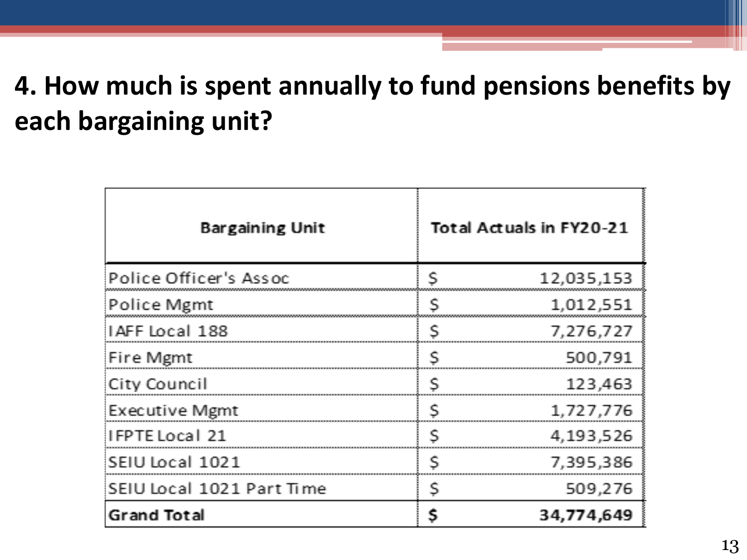## 4. How much is spent annually to fund pensions benefits by each bargaining unit?

| Bargaining Unit | Total Actuals in FY20-21 |
|---|---|
| Police Officer's Assoc | $ 12,035,153 |
| Police Mgmt | $ 1,012,551 |
| IAFF Local 188 | $ 7,276,727 |
| Fire Mgmt | $ 500,791 |
| City Council | $ 123,463 |
| Executive Mgmt | $ 1,727,776 |
| IFPTE Local 21 | $ 4,193,526 |
| SEIU Local 1021 | $ 7,395,386 |
| SEIU Local 1021 Part Time | $ 509,276 |
| **Grand Total** | **$ 34,774,649** |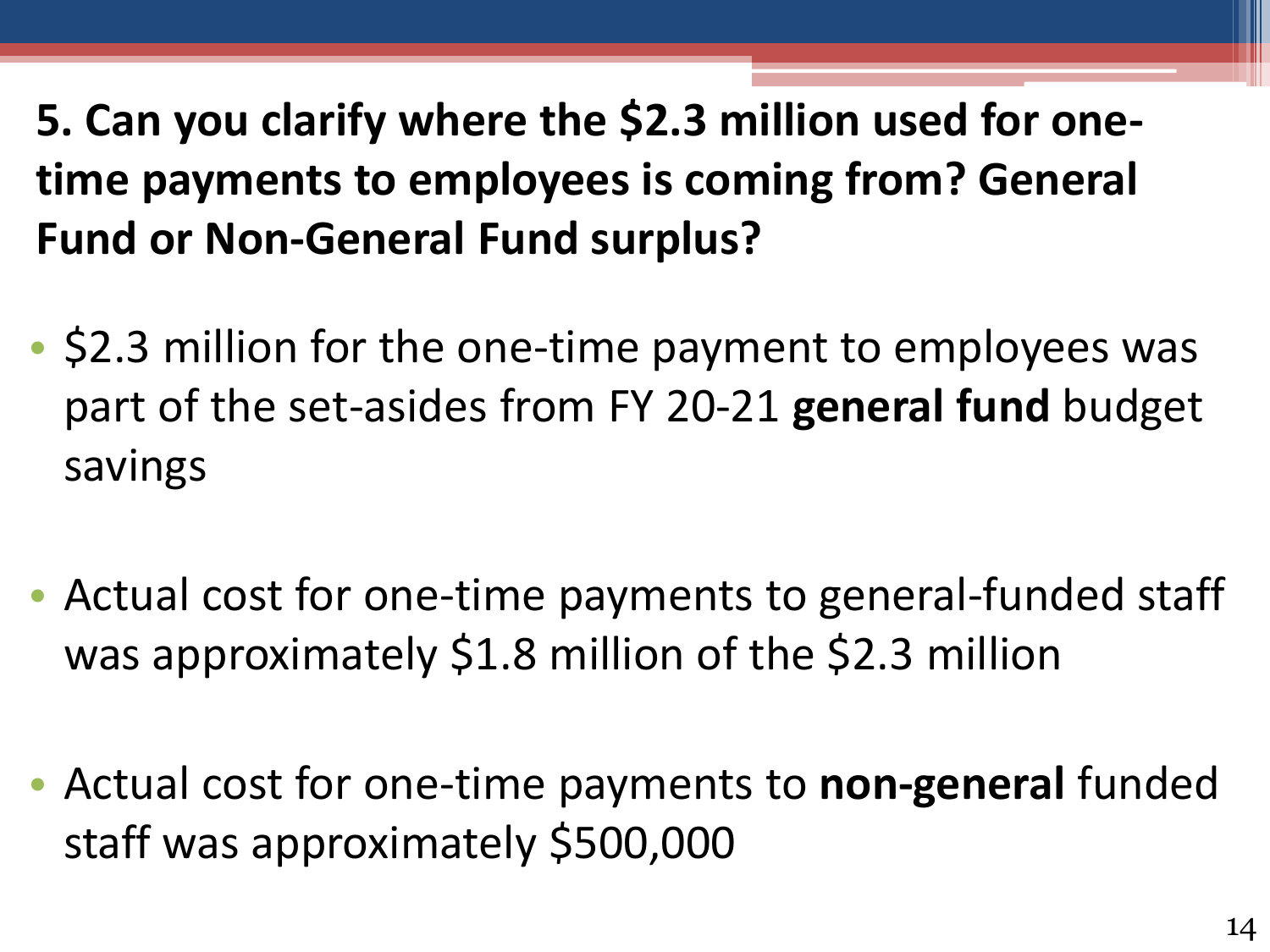## 5. Can you clarify where the $2.3 million used for one-time payments to employees is coming from? General Fund or Non-General Fund surplus?

- $2.3 million for the one-time payment to employees was part of the set-asides from FY 20-21 **general fund** budget savings
- Actual cost for one-time payments to general-funded staff was approximately $1.8 million of the $2.3 million
- Actual cost for one-time payments to **non-general** funded staff was approximately $500,000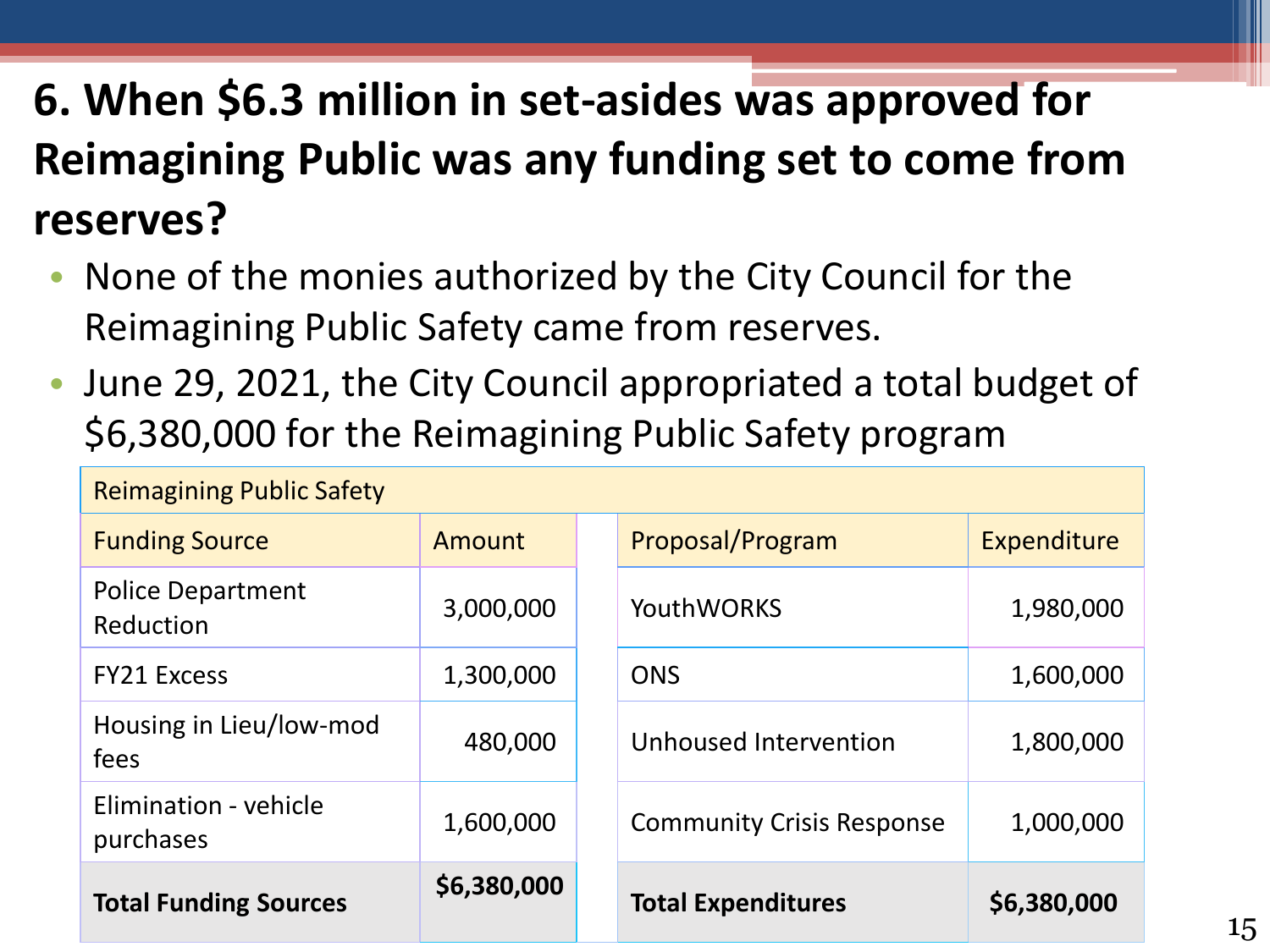## 6. When $6.3 million in set-asides was approved for Reimagining Public was any funding set to come from reserves?

- None of the monies authorized by the City Council for the Reimagining Public Safety came from reserves.
- June 29, 2021, the City Council appropriated a total budget of $6,380,000 for the Reimagining Public Safety program

| Reimagining Public Safety | | | | |
|---|---|---|---|---|
| Funding Source | Amount | | Proposal/Program | Expenditure |
| Police Department Reduction | 3,000,000 | | YouthWORKS | 1,980,000 |
| FY21 Excess | 1,300,000 | | ONS | 1,600,000 |
| Housing in Lieu/low-mod fees | 480,000 | | Unhoused Intervention | 1,800,000 |
| Elimination - vehicle purchases | 1,600,000 | | Community Crisis Response | 1,000,000 |
| **Total Funding Sources** | **$6,380,000** | | **Total Expenditures** | **$6,380,000** |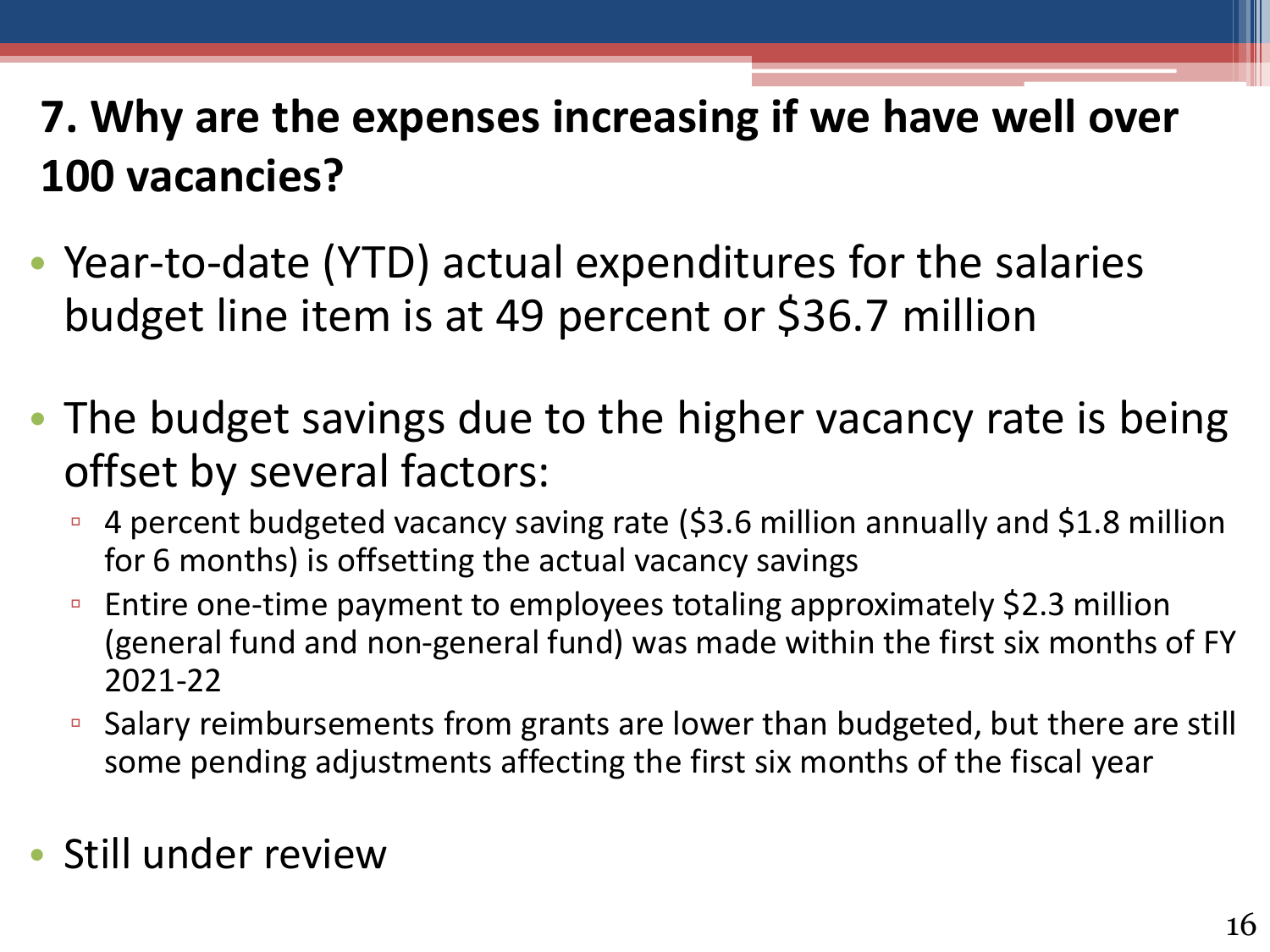## 7. Why are the expenses increasing if we have well over 100 vacancies?

- Year-to-date (YTD) actual expenditures for the salaries budget line item is at 49 percent or $36.7 million
- The budget savings due to the higher vacancy rate is being offset by several factors:
  - 4 percent budgeted vacancy saving rate ($3.6 million annually and $1.8 million for 6 months) is offsetting the actual vacancy savings
  - Entire one-time payment to employees totaling approximately $2.3 million (general fund and non-general fund) was made within the first six months of FY 2021-22
  - Salary reimbursements from grants are lower than budgeted, but there are still some pending adjustments affecting the first six months of the fiscal year
- Still under review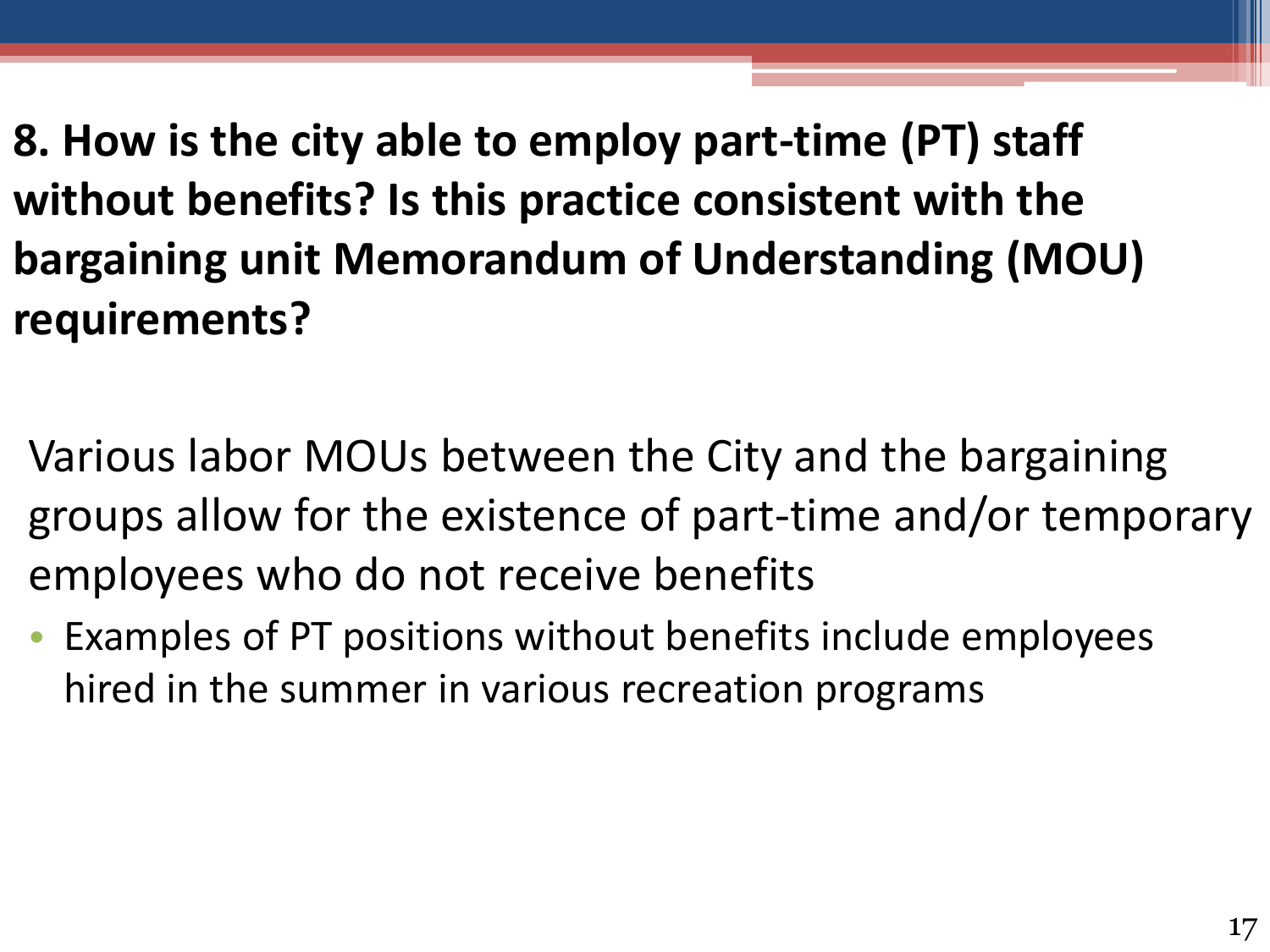## 8. How is the city able to employ part-time (PT) staff without benefits? Is this practice consistent with the bargaining unit Memorandum of Understanding (MOU) requirements?

Various labor MOUs between the City and the bargaining groups allow for the existence of part-time and/or temporary employees who do not receive benefits

- Examples of PT positions without benefits include employees hired in the summer in various recreation programs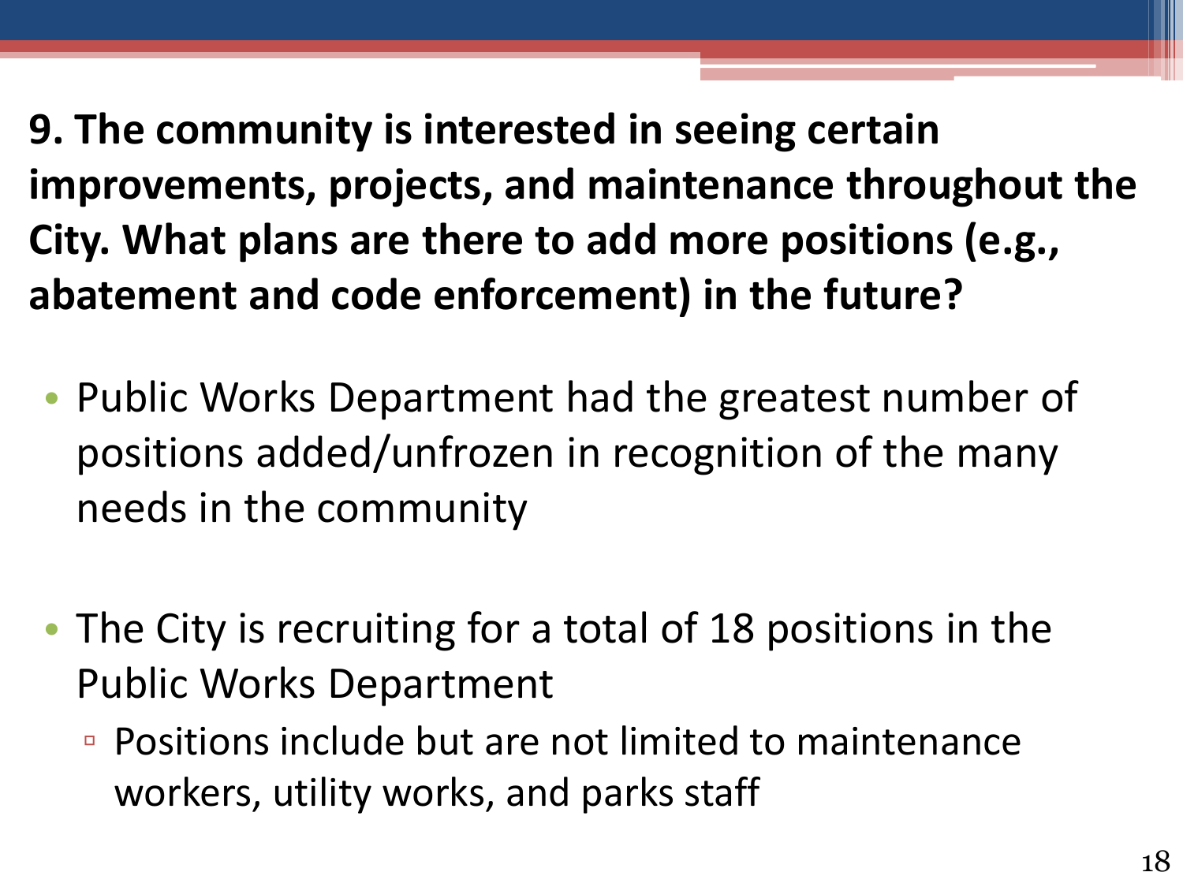**9. The community is interested in seeing certain improvements, projects, and maintenance throughout the City. What plans are there to add more positions (e.g., abatement and code enforcement) in the future?**

- Public Works Department had the greatest number of positions added/unfrozen in recognition of the many needs in the community

- The City is recruiting for a total of 18 positions in the Public Works Department
  - Positions include but are not limited to maintenance workers, utility works, and parks staff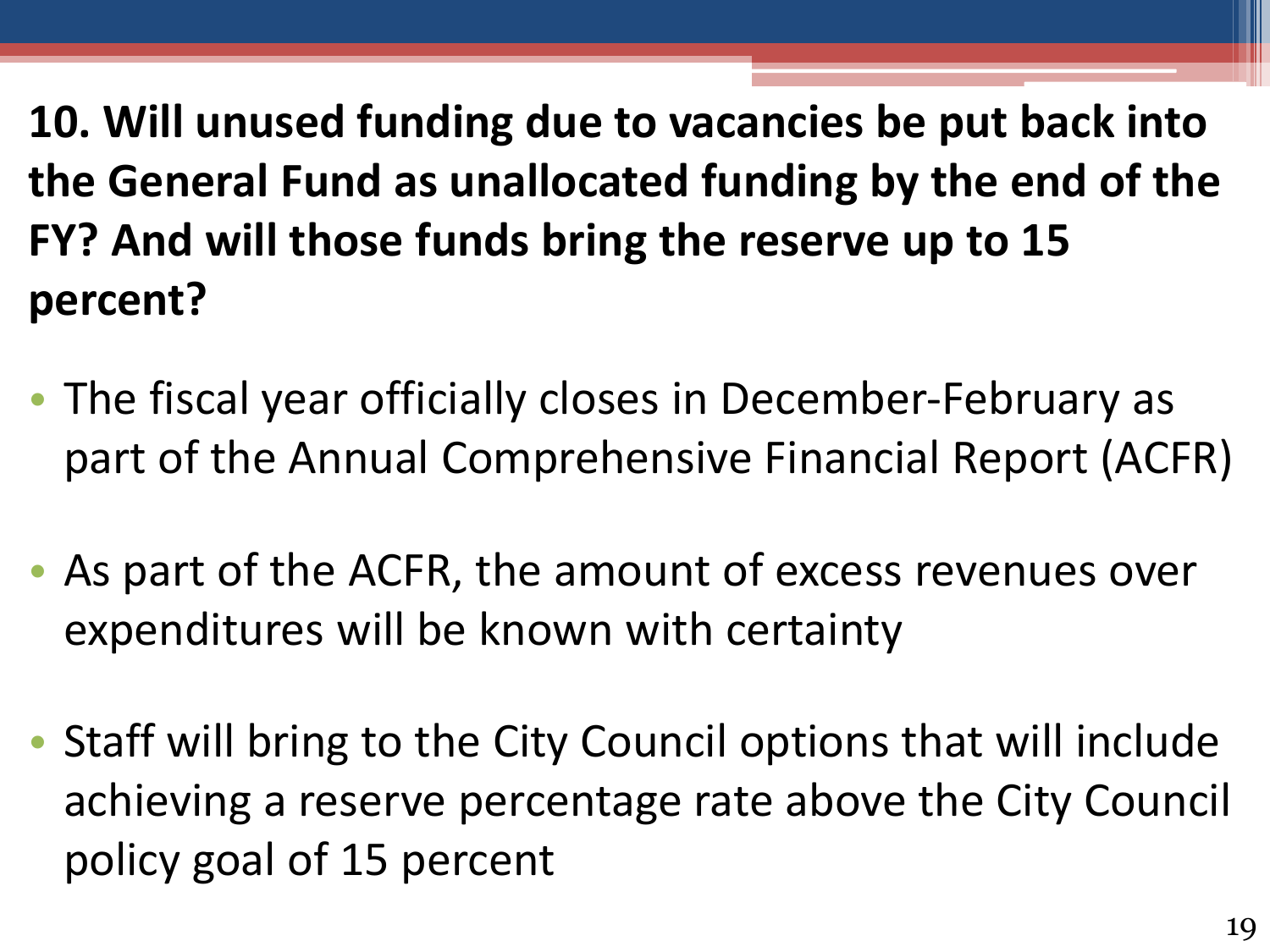## 10. Will unused funding due to vacancies be put back into the General Fund as unallocated funding by the end of the FY? And will those funds bring the reserve up to 15 percent?

- The fiscal year officially closes in December-February as part of the Annual Comprehensive Financial Report (ACFR)
- As part of the ACFR, the amount of excess revenues over expenditures will be known with certainty
- Staff will bring to the City Council options that will include achieving a reserve percentage rate above the City Council policy goal of 15 percent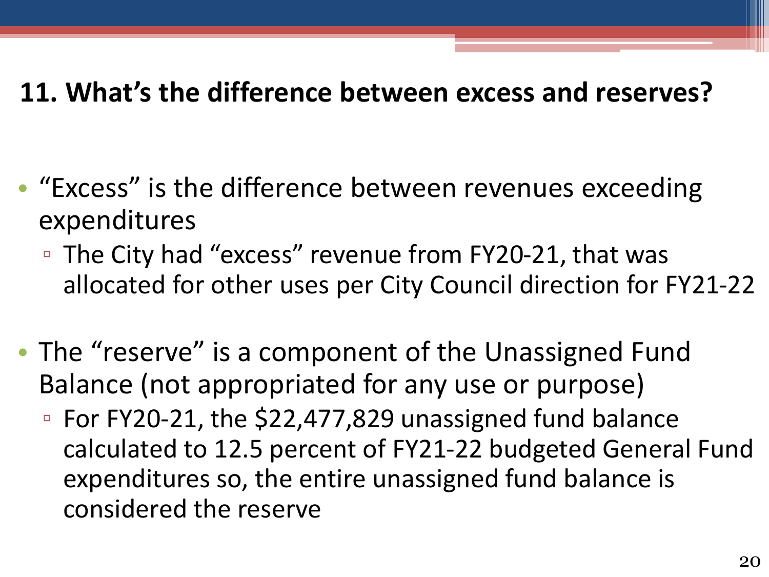## 11. What's the difference between excess and reserves?

- "Excess" is the difference between revenues exceeding expenditures
  - The City had "excess" revenue from FY20-21, that was allocated for other uses per City Council direction for FY21-22
- The "reserve" is a component of the Unassigned Fund Balance (not appropriated for any use or purpose)
  - For FY20-21, the $22,477,829 unassigned fund balance calculated to 12.5 percent of FY21-22 budgeted General Fund expenditures so, the entire unassigned fund balance is considered the reserve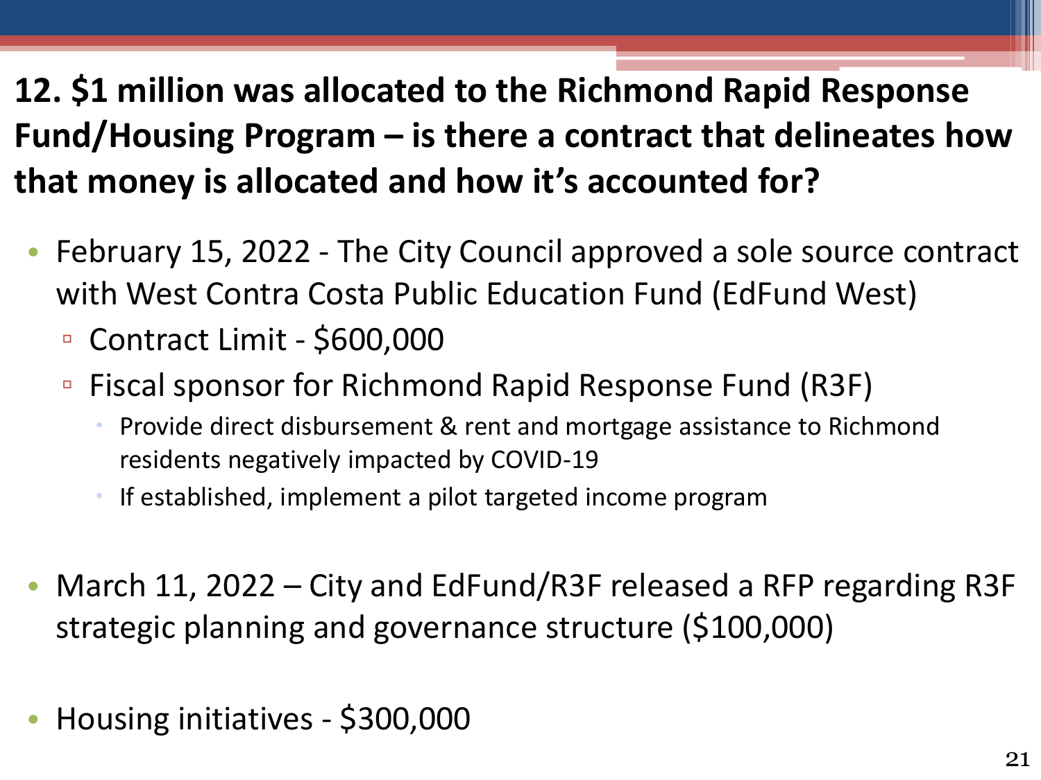## 12. $1 million was allocated to the Richmond Rapid Response Fund/Housing Program – is there a contract that delineates how that money is allocated and how it's accounted for?

- February 15, 2022 - The City Council approved a sole source contract with West Contra Costa Public Education Fund (EdFund West)
  - Contract Limit - $600,000
  - Fiscal sponsor for Richmond Rapid Response Fund (R3F)
    - Provide direct disbursement & rent and mortgage assistance to Richmond residents negatively impacted by COVID-19
    - If established, implement a pilot targeted income program

- March 11, 2022 – City and EdFund/R3F released a RFP regarding R3F strategic planning and governance structure ($100,000)

- Housing initiatives - $300,000